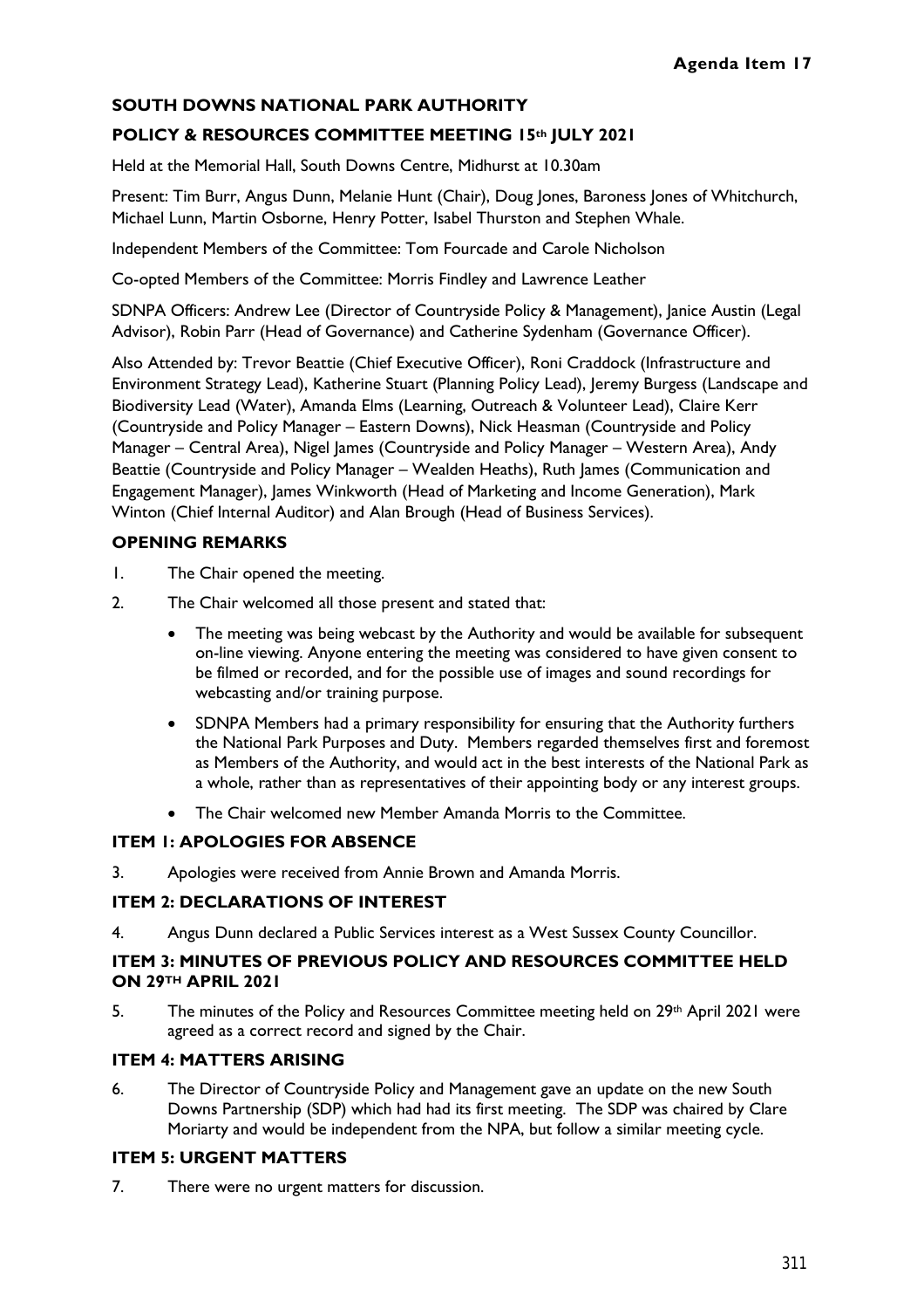**Agenda Item 17**

**SOUTH DOWNS NATIONAL PARK AUTHORITY**

**POLICY & RESOURCES COMMITTEE MEETING 15th JULY 2021**

Held at the Memorial Hall, South Downs Centre, Midhurst at 10.30am

Present: Tim Burr, Angus Dunn, Melanie Hunt (Chair), Doug Jones, Baroness Jones of Whitchurch, Michael Lunn, Martin Osborne, Henry Potter, Isabel Thurston and Stephen Whale.

Independent Members of the Committee: Tom Fourcade and Carole Nicholson

Co-opted Members of the Committee: Morris Findley and Lawrence Leather

SDNPA Officers: Andrew Lee (Director of Countryside Policy & Management), Janice Austin (Legal Advisor), Robin Parr (Head of Governance) and Catherine Sydenham (Governance Officer).

Also Attended by: Trevor Beattie (Chief Executive Officer), Roni Craddock (Infrastructure and Environment Strategy Lead), Katherine Stuart (Planning Policy Lead), Jeremy Burgess (Landscape and Biodiversity Lead (Water), Amanda Elms (Learning, Outreach & Volunteer Lead), Claire Kerr (Countryside and Policy Manager – Eastern Downs), Nick Heasman (Countryside and Policy Manager – Central Area), Nigel James (Countryside and Policy Manager – Western Area), Andy Beattie (Countryside and Policy Manager – Wealden Heaths), Ruth James (Communication and Engagement Manager), James Winkworth (Head of Marketing and Income Generation), Mark Winton (Chief Internal Auditor) and Alan Brough (Head of Business Services).

**OPENING REMARKS**

1. The Chair opened the meeting.

2. The Chair welcomed all those present and stated that:

   - The meeting was being webcast by the Authority and would be available for subsequent on-line viewing. Anyone entering the meeting was considered to have given consent to be filmed or recorded, and for the possible use of images and sound recordings for webcasting and/or training purpose.
   - SDNPA Members had a primary responsibility for ensuring that the Authority furthers the National Park Purposes and Duty. Members regarded themselves first and foremost as Members of the Authority, and would act in the best interests of the National Park as a whole, rather than as representatives of their appointing body or any interest groups.
   - The Chair welcomed new Member Amanda Morris to the Committee.

**ITEM 1: APOLOGIES FOR ABSENCE**

3. Apologies were received from Annie Brown and Amanda Morris.

**ITEM 2: DECLARATIONS OF INTEREST**

4. Angus Dunn declared a Public Services interest as a West Sussex County Councillor.

**ITEM 3: MINUTES OF PREVIOUS POLICY AND RESOURCES COMMITTEE HELD ON 29TH APRIL 2021**

5. The minutes of the Policy and Resources Committee meeting held on 29th April 2021 were agreed as a correct record and signed by the Chair.

**ITEM 4: MATTERS ARISING**

6. The Director of Countryside Policy and Management gave an update on the new South Downs Partnership (SDP) which had had its first meeting. The SDP was chaired by Clare Moriarty and would be independent from the NPA, but follow a similar meeting cycle.

**ITEM 5: URGENT MATTERS**

7. There were no urgent matters for discussion.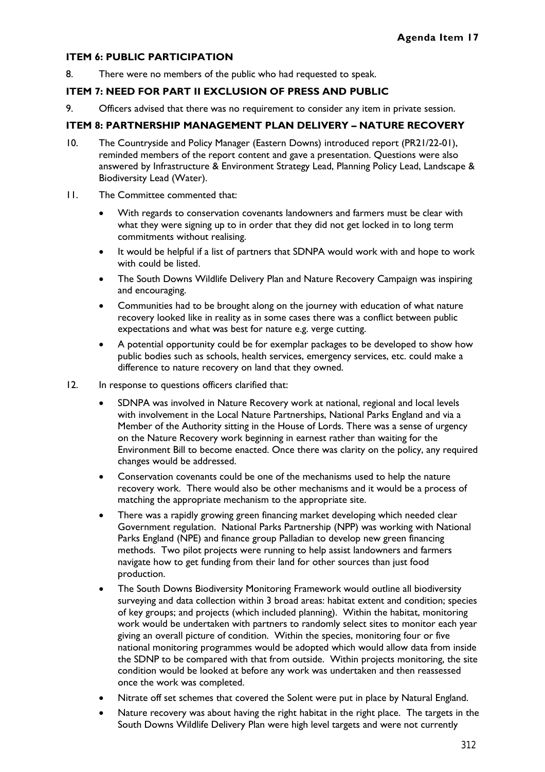### ITEM 6: PUBLIC PARTICIPATION

8. There were no members of the public who had requested to speak.

### ITEM 7: NEED FOR PART II EXCLUSION OF PRESS AND PUBLIC

9. Officers advised that there was no requirement to consider any item in private session.

### ITEM 8: PARTNERSHIP MANAGEMENT PLAN DELIVERY – NATURE RECOVERY

10. The Countryside and Policy Manager (Eastern Downs) introduced report (PR21/22-01), reminded members of the report content and gave a presentation. Questions were also answered by Infrastructure & Environment Strategy Lead, Planning Policy Lead, Landscape & Biodiversity Lead (Water).

11. The Committee commented that:

    - With regards to conservation covenants landowners and farmers must be clear with what they were signing up to in order that they did not get locked in to long term commitments without realising.
    - It would be helpful if a list of partners that SDNPA would work with and hope to work with could be listed.
    - The South Downs Wildlife Delivery Plan and Nature Recovery Campaign was inspiring and encouraging.
    - Communities had to be brought along on the journey with education of what nature recovery looked like in reality as in some cases there was a conflict between public expectations and what was best for nature e.g. verge cutting.
    - A potential opportunity could be for exemplar packages to be developed to show how public bodies such as schools, health services, emergency services, etc. could make a difference to nature recovery on land that they owned.

12. In response to questions officers clarified that:

    - SDNPA was involved in Nature Recovery work at national, regional and local levels with involvement in the Local Nature Partnerships, National Parks England and via a Member of the Authority sitting in the House of Lords. There was a sense of urgency on the Nature Recovery work beginning in earnest rather than waiting for the Environment Bill to become enacted. Once there was clarity on the policy, any required changes would be addressed.
    - Conservation covenants could be one of the mechanisms used to help the nature recovery work. There would also be other mechanisms and it would be a process of matching the appropriate mechanism to the appropriate site.
    - There was a rapidly growing green financing market developing which needed clear Government regulation. National Parks Partnership (NPP) was working with National Parks England (NPE) and finance group Palladian to develop new green financing methods. Two pilot projects were running to help assist landowners and farmers navigate how to get funding from their land for other sources than just food production.
    - The South Downs Biodiversity Monitoring Framework would outline all biodiversity surveying and data collection within 3 broad areas: habitat extent and condition; species of key groups; and projects (which included planning). Within the habitat, monitoring work would be undertaken with partners to randomly select sites to monitor each year giving an overall picture of condition. Within the species, monitoring four or five national monitoring programmes would be adopted which would allow data from inside the SDNP to be compared with that from outside. Within projects monitoring, the site condition would be looked at before any work was undertaken and then reassessed once the work was completed.
    - Nitrate off set schemes that covered the Solent were put in place by Natural England.
    - Nature recovery was about having the right habitat in the right place. The targets in the South Downs Wildlife Delivery Plan were high level targets and were not currently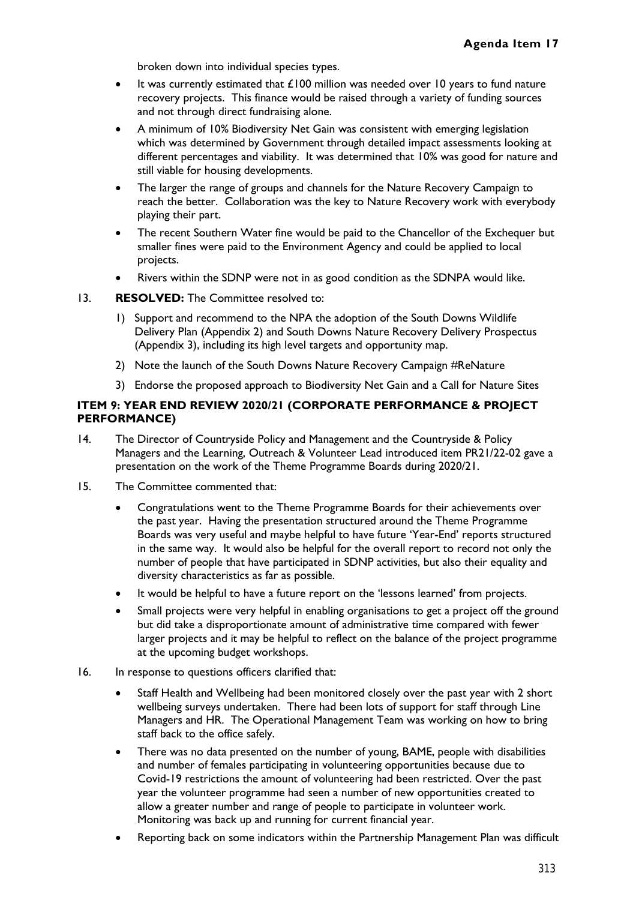broken down into individual species types.

- It was currently estimated that £100 million was needed over 10 years to fund nature recovery projects. This finance would be raised through a variety of funding sources and not through direct fundraising alone.
- A minimum of 10% Biodiversity Net Gain was consistent with emerging legislation which was determined by Government through detailed impact assessments looking at different percentages and viability. It was determined that 10% was good for nature and still viable for housing developments.
- The larger the range of groups and channels for the Nature Recovery Campaign to reach the better. Collaboration was the key to Nature Recovery work with everybody playing their part.
- The recent Southern Water fine would be paid to the Chancellor of the Exchequer but smaller fines were paid to the Environment Agency and could be applied to local projects.
- Rivers within the SDNP were not in as good condition as the SDNPA would like.

13. **RESOLVED:** The Committee resolved to:

    1) Support and recommend to the NPA the adoption of the South Downs Wildlife Delivery Plan (Appendix 2) and South Downs Nature Recovery Delivery Prospectus (Appendix 3), including its high level targets and opportunity map.
    2) Note the launch of the South Downs Nature Recovery Campaign #ReNature
    3) Endorse the proposed approach to Biodiversity Net Gain and a Call for Nature Sites

**ITEM 9: YEAR END REVIEW 2020/21 (CORPORATE PERFORMANCE & PROJECT PERFORMANCE)**

14. The Director of Countryside Policy and Management and the Countryside & Policy Managers and the Learning, Outreach & Volunteer Lead introduced item PR21/22-02 gave a presentation on the work of the Theme Programme Boards during 2020/21.

15. The Committee commented that:

    - Congratulations went to the Theme Programme Boards for their achievements over the past year. Having the presentation structured around the Theme Programme Boards was very useful and maybe helpful to have future 'Year-End' reports structured in the same way. It would also be helpful for the overall report to record not only the number of people that have participated in SDNP activities, but also their equality and diversity characteristics as far as possible.
    - It would be helpful to have a future report on the 'lessons learned' from projects.
    - Small projects were very helpful in enabling organisations to get a project off the ground but did take a disproportionate amount of administrative time compared with fewer larger projects and it may be helpful to reflect on the balance of the project programme at the upcoming budget workshops.

16. In response to questions officers clarified that:

    - Staff Health and Wellbeing had been monitored closely over the past year with 2 short wellbeing surveys undertaken. There had been lots of support for staff through Line Managers and HR. The Operational Management Team was working on how to bring staff back to the office safely.
    - There was no data presented on the number of young, BAME, people with disabilities and number of females participating in volunteering opportunities because due to Covid-19 restrictions the amount of volunteering had been restricted. Over the past year the volunteer programme had seen a number of new opportunities created to allow a greater number and range of people to participate in volunteer work. Monitoring was back up and running for current financial year.
    - Reporting back on some indicators within the Partnership Management Plan was difficult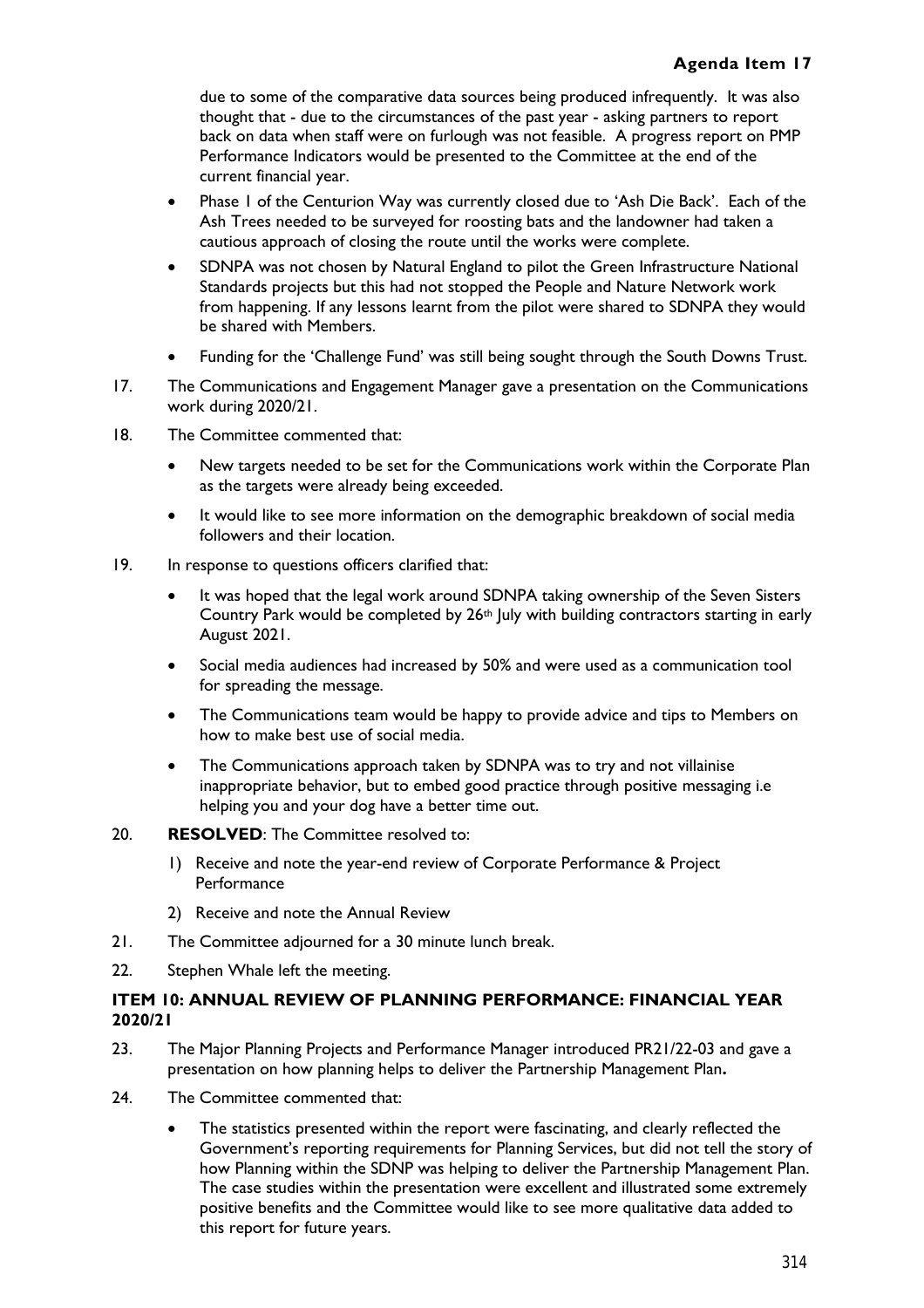due to some of the comparative data sources being produced infrequently. It was also thought that - due to the circumstances of the past year - asking partners to report back on data when staff were on furlough was not feasible. A progress report on PMP Performance Indicators would be presented to the Committee at the end of the current financial year.

- Phase 1 of the Centurion Way was currently closed due to 'Ash Die Back'. Each of the Ash Trees needed to be surveyed for roosting bats and the landowner had taken a cautious approach of closing the route until the works were complete.
- SDNPA was not chosen by Natural England to pilot the Green Infrastructure National Standards projects but this had not stopped the People and Nature Network work from happening. If any lessons learnt from the pilot were shared to SDNPA they would be shared with Members.
- Funding for the 'Challenge Fund' was still being sought through the South Downs Trust.

17. The Communications and Engagement Manager gave a presentation on the Communications work during 2020/21.

18. The Committee commented that:
    - New targets needed to be set for the Communications work within the Corporate Plan as the targets were already being exceeded.
    - It would like to see more information on the demographic breakdown of social media followers and their location.

19. In response to questions officers clarified that:
    - It was hoped that the legal work around SDNPA taking ownership of the Seven Sisters Country Park would be completed by 26th July with building contractors starting in early August 2021.
    - Social media audiences had increased by 50% and were used as a communication tool for spreading the message.
    - The Communications team would be happy to provide advice and tips to Members on how to make best use of social media.
    - The Communications approach taken by SDNPA was to try and not villainise inappropriate behavior, but to embed good practice through positive messaging i.e helping you and your dog have a better time out.

20. **RESOLVED**: The Committee resolved to:
    1) Receive and note the year-end review of Corporate Performance & Project Performance
    2) Receive and note the Annual Review

21. The Committee adjourned for a 30 minute lunch break.

22. Stephen Whale left the meeting.

## ITEM 10: ANNUAL REVIEW OF PLANNING PERFORMANCE: FINANCIAL YEAR 2020/21

23. The Major Planning Projects and Performance Manager introduced PR21/22-03 and gave a presentation on how planning helps to deliver the Partnership Management Plan**.**

24. The Committee commented that:
    - The statistics presented within the report were fascinating, and clearly reflected the Government's reporting requirements for Planning Services, but did not tell the story of how Planning within the SDNP was helping to deliver the Partnership Management Plan. The case studies within the presentation were excellent and illustrated some extremely positive benefits and the Committee would like to see more qualitative data added to this report for future years.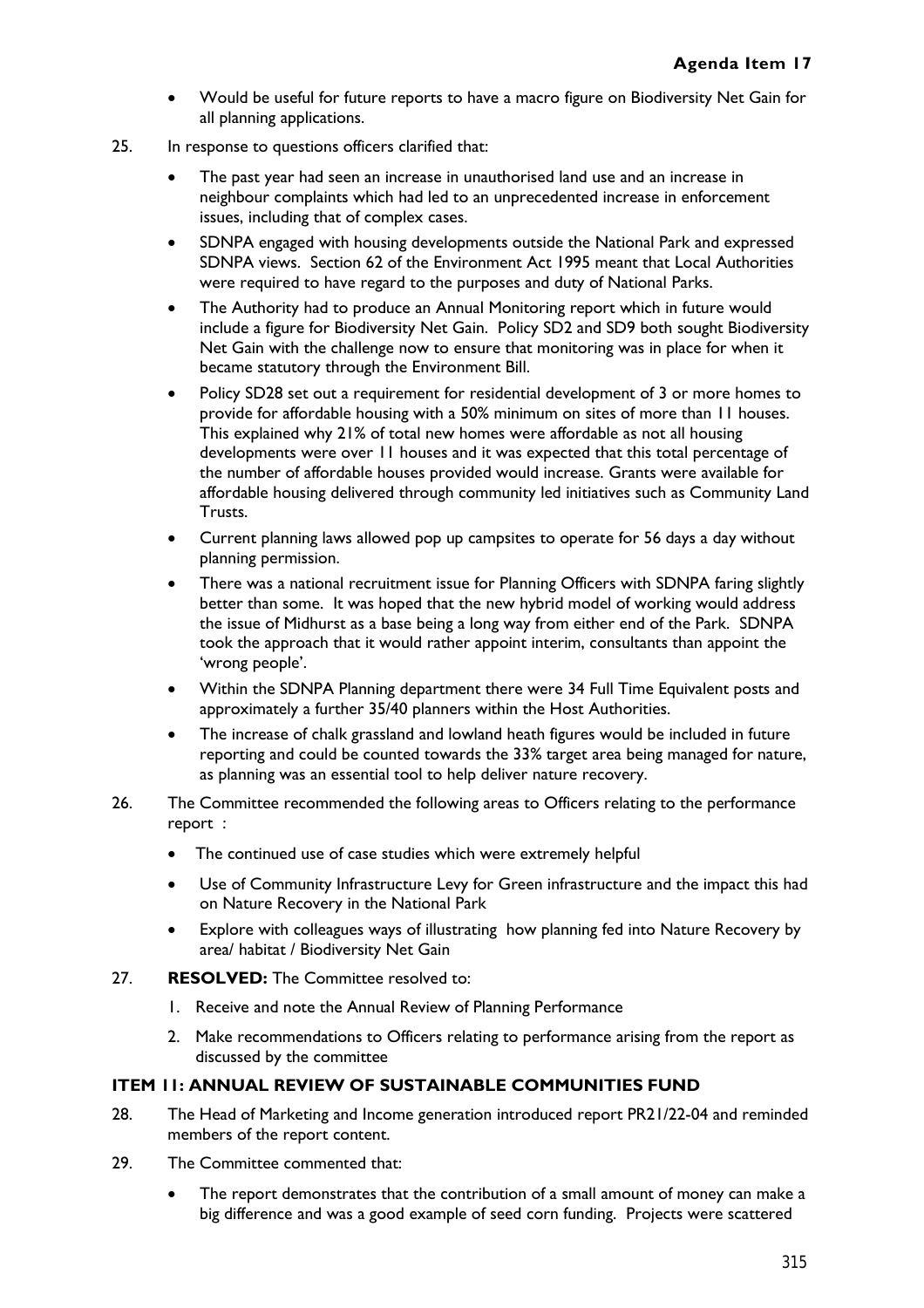- Would be useful for future reports to have a macro figure on Biodiversity Net Gain for all planning applications.

25. In response to questions officers clarified that:

    - The past year had seen an increase in unauthorised land use and an increase in neighbour complaints which had led to an unprecedented increase in enforcement issues, including that of complex cases.
    - SDNPA engaged with housing developments outside the National Park and expressed SDNPA views. Section 62 of the Environment Act 1995 meant that Local Authorities were required to have regard to the purposes and duty of National Parks.
    - The Authority had to produce an Annual Monitoring report which in future would include a figure for Biodiversity Net Gain. Policy SD2 and SD9 both sought Biodiversity Net Gain with the challenge now to ensure that monitoring was in place for when it became statutory through the Environment Bill.
    - Policy SD28 set out a requirement for residential development of 3 or more homes to provide for affordable housing with a 50% minimum on sites of more than 11 houses. This explained why 21% of total new homes were affordable as not all housing developments were over 11 houses and it was expected that this total percentage of the number of affordable houses provided would increase. Grants were available for affordable housing delivered through community led initiatives such as Community Land Trusts.
    - Current planning laws allowed pop up campsites to operate for 56 days a day without planning permission.
    - There was a national recruitment issue for Planning Officers with SDNPA faring slightly better than some. It was hoped that the new hybrid model of working would address the issue of Midhurst as a base being a long way from either end of the Park. SDNPA took the approach that it would rather appoint interim, consultants than appoint the 'wrong people'.
    - Within the SDNPA Planning department there were 34 Full Time Equivalent posts and approximately a further 35/40 planners within the Host Authorities.
    - The increase of chalk grassland and lowland heath figures would be included in future reporting and could be counted towards the 33% target area being managed for nature, as planning was an essential tool to help deliver nature recovery.

26. The Committee recommended the following areas to Officers relating to the performance report :

    - The continued use of case studies which were extremely helpful
    - Use of Community Infrastructure Levy for Green infrastructure and the impact this had on Nature Recovery in the National Park
    - Explore with colleagues ways of illustrating how planning fed into Nature Recovery by area/ habitat / Biodiversity Net Gain

27. **RESOLVED:** The Committee resolved to:

    1. Receive and note the Annual Review of Planning Performance
    2. Make recommendations to Officers relating to performance arising from the report as discussed by the committee

### ITEM 11: ANNUAL REVIEW OF SUSTAINABLE COMMUNITIES FUND

28. The Head of Marketing and Income generation introduced report PR21/22-04 and reminded members of the report content.

29. The Committee commented that:

    - The report demonstrates that the contribution of a small amount of money can make a big difference and was a good example of seed corn funding. Projects were scattered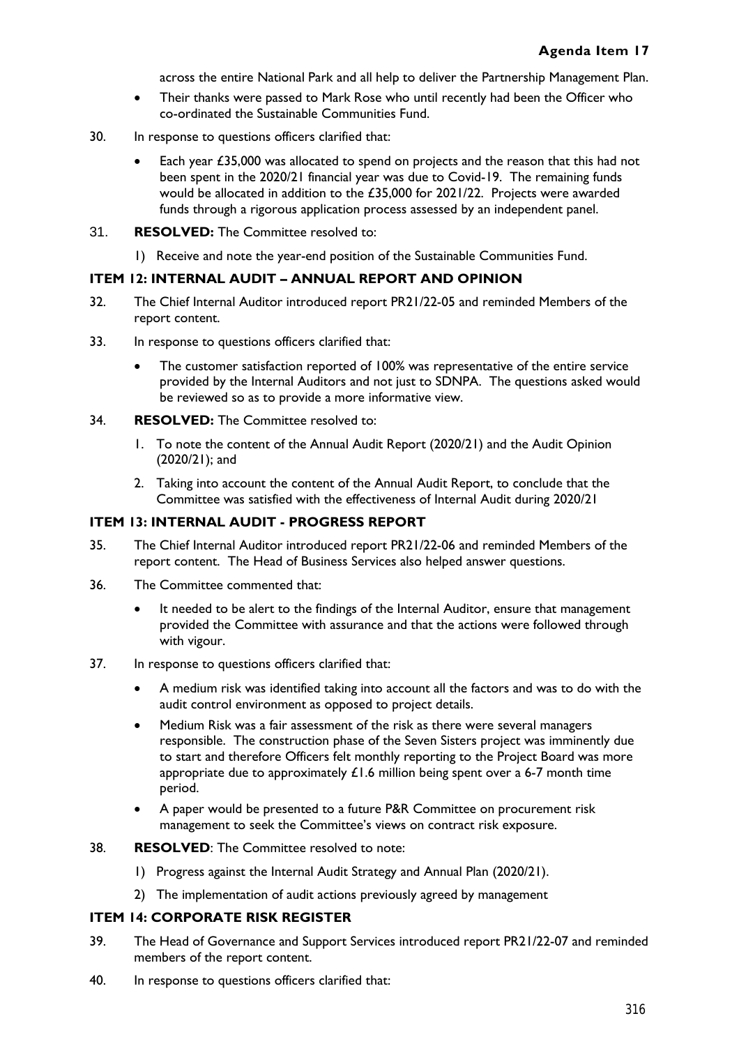across the entire National Park and all help to deliver the Partnership Management Plan.

- Their thanks were passed to Mark Rose who until recently had been the Officer who co-ordinated the Sustainable Communities Fund.

30. In response to questions officers clarified that:

    - Each year £35,000 was allocated to spend on projects and the reason that this had not been spent in the 2020/21 financial year was due to Covid-19. The remaining funds would be allocated in addition to the £35,000 for 2021/22. Projects were awarded funds through a rigorous application process assessed by an independent panel.

31. **RESOLVED:** The Committee resolved to:

    1) Receive and note the year-end position of the Sustainable Communities Fund.

### ITEM 12: INTERNAL AUDIT – ANNUAL REPORT AND OPINION

32. The Chief Internal Auditor introduced report PR21/22-05 and reminded Members of the report content.

33. In response to questions officers clarified that:

    - The customer satisfaction reported of 100% was representative of the entire service provided by the Internal Auditors and not just to SDNPA. The questions asked would be reviewed so as to provide a more informative view.

34. **RESOLVED:** The Committee resolved to:

    1. To note the content of the Annual Audit Report (2020/21) and the Audit Opinion (2020/21); and
    2. Taking into account the content of the Annual Audit Report, to conclude that the Committee was satisfied with the effectiveness of Internal Audit during 2020/21

### ITEM 13: INTERNAL AUDIT - PROGRESS REPORT

35. The Chief Internal Auditor introduced report PR21/22-06 and reminded Members of the report content. The Head of Business Services also helped answer questions.

36. The Committee commented that:

    - It needed to be alert to the findings of the Internal Auditor, ensure that management provided the Committee with assurance and that the actions were followed through with vigour.

37. In response to questions officers clarified that:

    - A medium risk was identified taking into account all the factors and was to do with the audit control environment as opposed to project details.
    - Medium Risk was a fair assessment of the risk as there were several managers responsible. The construction phase of the Seven Sisters project was imminently due to start and therefore Officers felt monthly reporting to the Project Board was more appropriate due to approximately £1.6 million being spent over a 6-7 month time period.
    - A paper would be presented to a future P&R Committee on procurement risk management to seek the Committee's views on contract risk exposure.

38. **RESOLVED**: The Committee resolved to note:

    1) Progress against the Internal Audit Strategy and Annual Plan (2020/21).
    2) The implementation of audit actions previously agreed by management

### ITEM 14: CORPORATE RISK REGISTER

39. The Head of Governance and Support Services introduced report PR21/22-07 and reminded members of the report content.

40. In response to questions officers clarified that: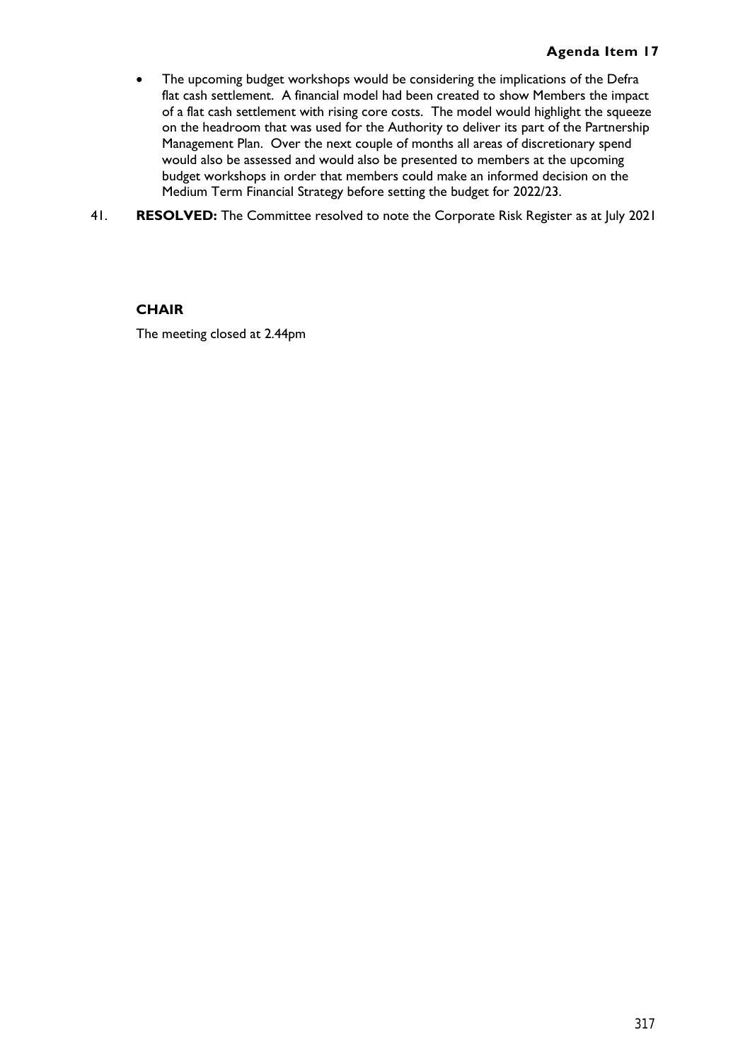- The upcoming budget workshops would be considering the implications of the Defra flat cash settlement. A financial model had been created to show Members the impact of a flat cash settlement with rising core costs. The model would highlight the squeeze on the headroom that was used for the Authority to deliver its part of the Partnership Management Plan. Over the next couple of months all areas of discretionary spend would also be assessed and would also be presented to members at the upcoming budget workshops in order that members could make an informed decision on the Medium Term Financial Strategy before setting the budget for 2022/23.

41. **RESOLVED:** The Committee resolved to note the Corporate Risk Register as at July 2021

**CHAIR**

The meeting closed at 2.44pm